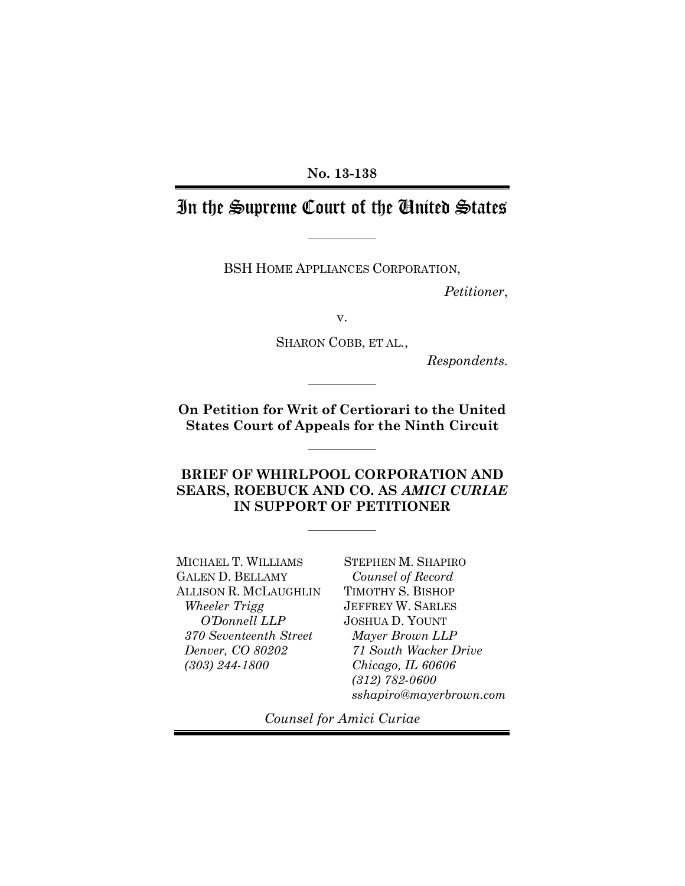**No. 13-138**

# In the Supreme Court of the United States

---

BSH HOME APPLIANCES CORPORATION,

*Petitioner*,

v.

SHARON COBB, ET AL.,

*Respondents.*

---

**On Petition for Writ of Certiorari to the United States Court of Appeals for the Ninth Circuit**

---

**BRIEF OF WHIRLPOOL CORPORATION AND SEARS, ROEBUCK AND CO. AS *AMICI CURIAE* IN SUPPORT OF PETITIONER**

---

MICHAEL T. WILLIAMS
GALEN D. BELLAMY
ALLISON R. MCLAUGHLIN
*Wheeler Trigg O'Donnell LLP*
*370 Seventeenth Street*
*Denver, CO 80202*
*(303) 244-1800*

STEPHEN M. SHAPIRO
*Counsel of Record*
TIMOTHY S. BISHOP
JEFFREY W. SARLES
JOSHUA D. YOUNT
*Mayer Brown LLP*
*71 South Wacker Drive*
*Chicago, IL 60606*
*(312) 782-0600*
*sshapiro@mayerbrown.com*

*Counsel for Amici Curiae*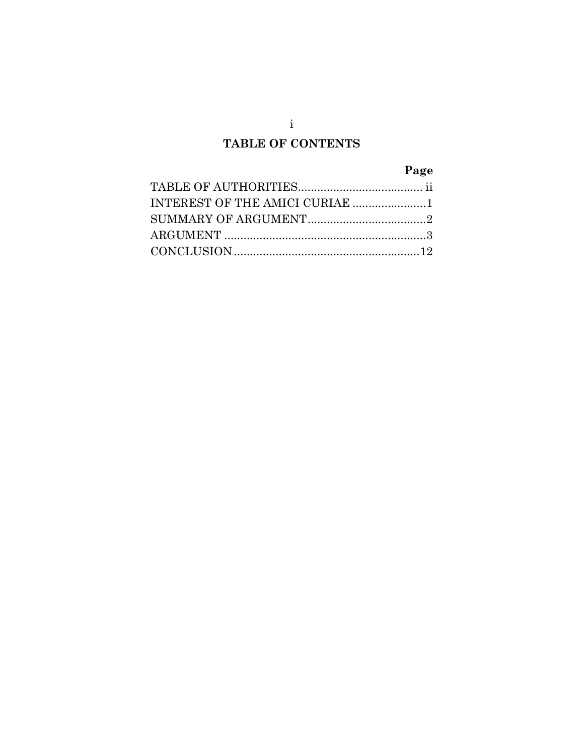# TABLE OF CONTENTS

| | Page |
|---|---|
| TABLE OF AUTHORITIES | ii |
| INTEREST OF THE AMICI CURIAE | 1 |
| SUMMARY OF ARGUMENT | 2 |
| ARGUMENT | 3 |
| CONCLUSION | 12 |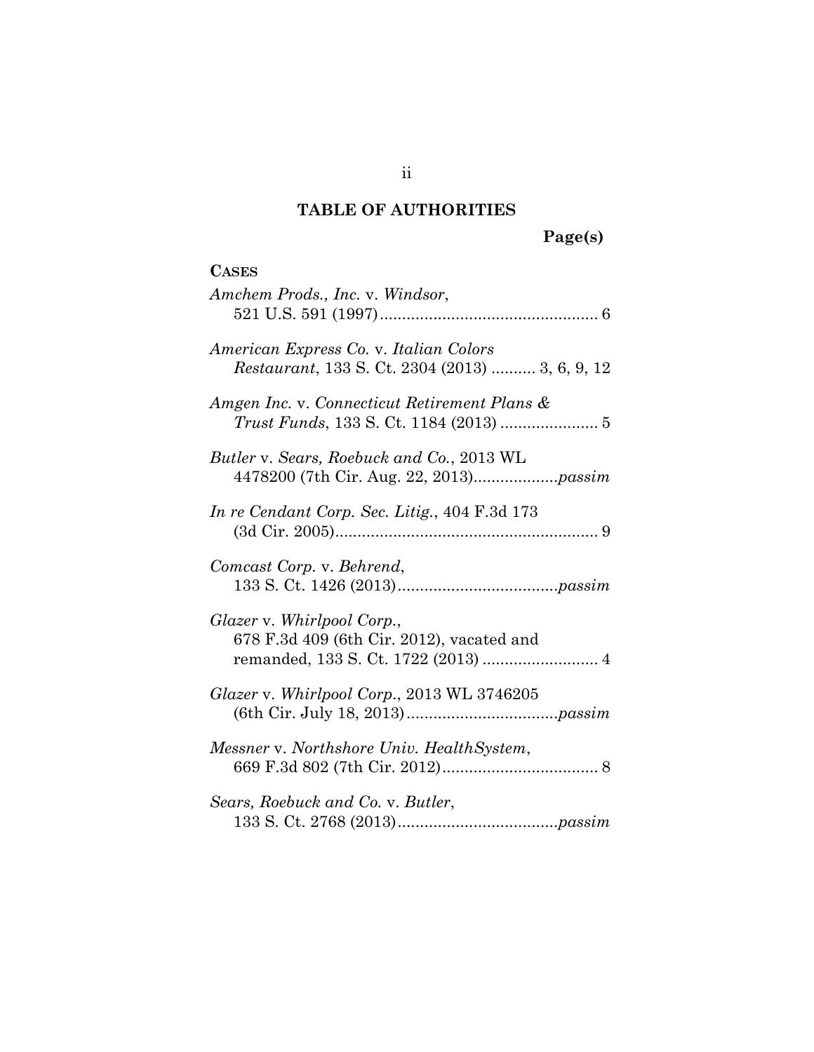## TABLE OF AUTHORITIES

**Page(s)**

**CASES**

*Amchem Prods., Inc.* v. *Windsor*, 521 U.S. 591 (1997) ................................................ 6

*American Express Co.* v. *Italian Colors Restaurant*, 133 S. Ct. 2304 (2013) .......... 3, 6, 9, 12

*Amgen Inc.* v. *Connecticut Retirement Plans & Trust Funds*, 133 S. Ct. 1184 (2013) ...................... 5

*Butler* v. *Sears, Roebuck and Co.*, 2013 WL 4478200 (7th Cir. Aug. 22, 2013)...................*passim*

*In re Cendant Corp. Sec. Litig.*, 404 F.3d 173 (3d Cir. 2005).......................................................... 9

*Comcast Corp.* v. *Behrend*, 133 S. Ct. 1426 (2013)....................................*passim*

*Glazer* v. *Whirlpool Corp.*, 678 F.3d 409 (6th Cir. 2012), vacated and remanded, 133 S. Ct. 1722 (2013) .......................... 4

*Glazer* v. *Whirlpool Corp.*, 2013 WL 3746205 (6th Cir. July 18, 2013)..................................*passim*

*Messner* v. *Northshore Univ. HealthSystem*, 669 F.3d 802 (7th Cir. 2012)................................... 8

*Sears, Roebuck and Co.* v. *Butler*, 133 S. Ct. 2768 (2013)....................................*passim*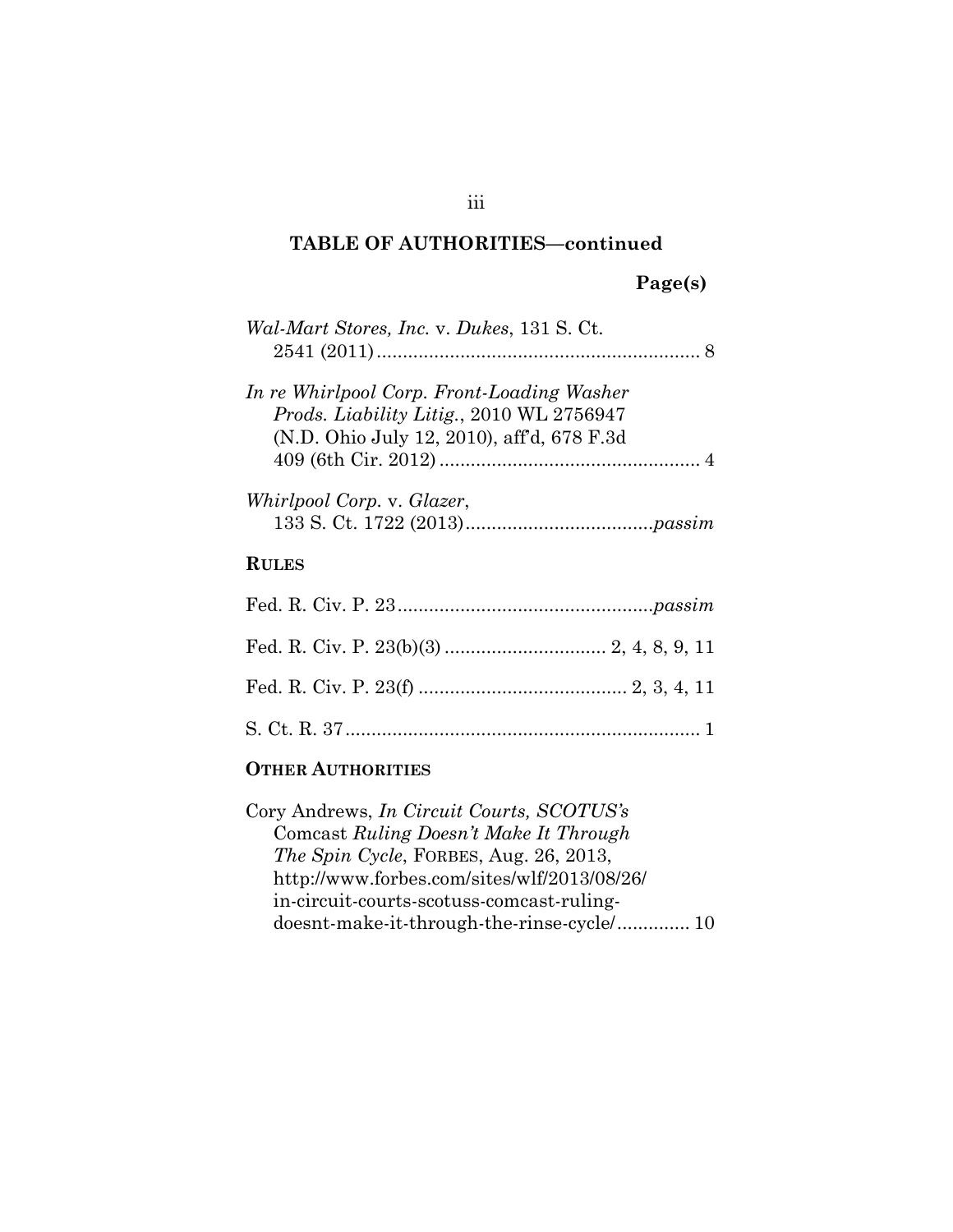**TABLE OF AUTHORITIES—continued**

**Page(s)**

*Wal-Mart Stores, Inc.* v. *Dukes*, 131 S. Ct. 2541 (2011) .............................................................. 8

*In re Whirlpool Corp. Front-Loading Washer Prods. Liability Litig.*, 2010 WL 2756947 (N.D. Ohio July 12, 2010), aff'd, 678 F.3d 409 (6th Cir. 2012) .................................................. 4

*Whirlpool Corp.* v. *Glazer*, 133 S. Ct. 1722 (2013) ....................................*passim*

**RULES**

Fed. R. Civ. P. 23 .................................................*passim*

Fed. R. Civ. P. 23(b)(3) ............................... 2, 4, 8, 9, 11

Fed. R. Civ. P. 23(f) ........................................ 2, 3, 4, 11

S. Ct. R. 37 .................................................................... 1

**OTHER AUTHORITIES**

Cory Andrews, *In Circuit Courts, SCOTUS's* Comcast *Ruling Doesn't Make It Through The Spin Cycle*, FORBES, Aug. 26, 2013, http://www.forbes.com/sites/wlf/2013/08/26/in-circuit-courts-scotuss-comcast-ruling-doesnt-make-it-through-the-rinse-cycle/.............. 10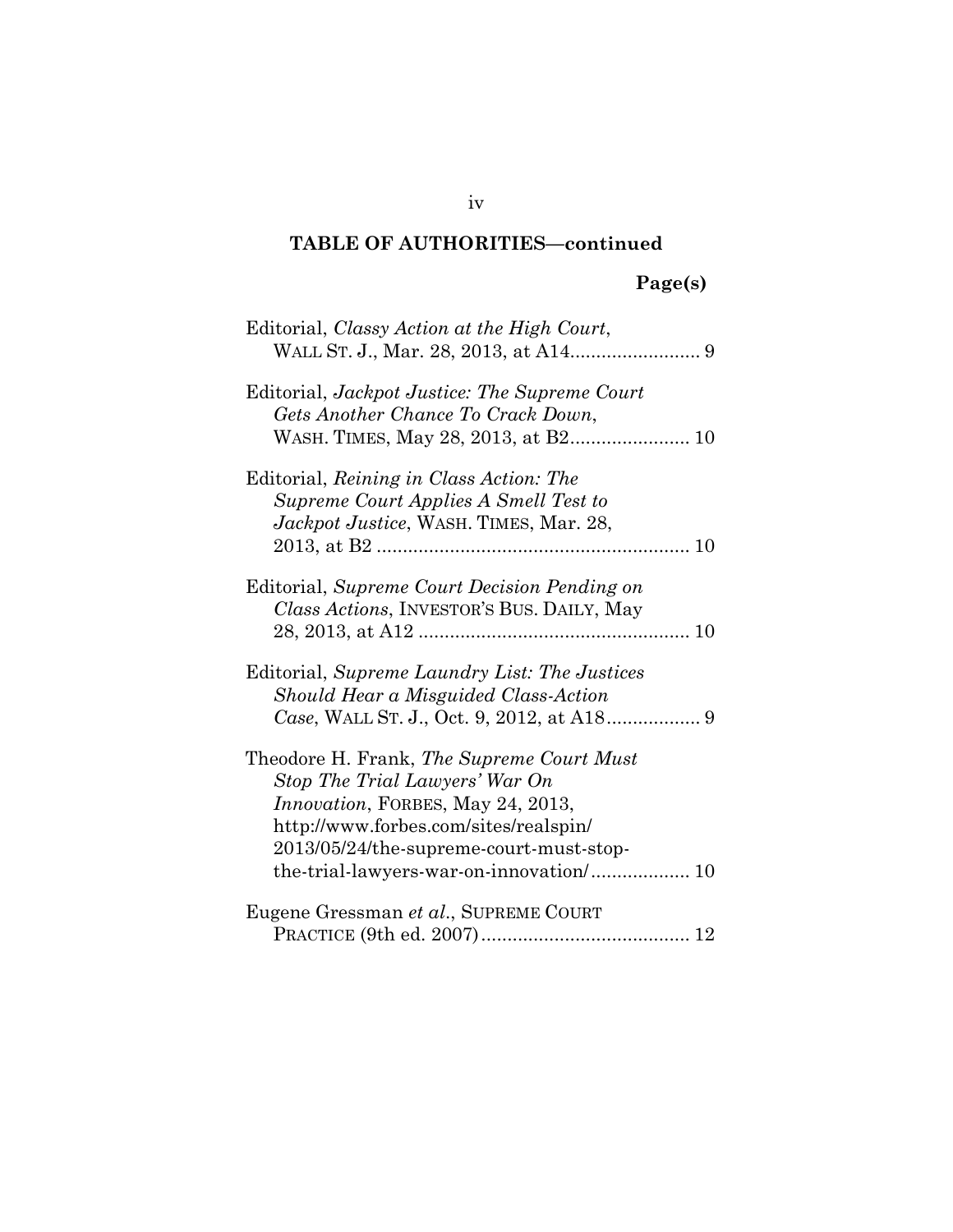## TABLE OF AUTHORITIES—continued

**Page(s)**

Editorial, *Classy Action at the High Court*, WALL ST. J., Mar. 28, 2013, at A14 ......................... 9

Editorial, *Jackpot Justice: The Supreme Court Gets Another Chance To Crack Down*, WASH. TIMES, May 28, 2013, at B2 ....................... 10

Editorial, *Reining in Class Action: The Supreme Court Applies A Smell Test to Jackpot Justice*, WASH. TIMES, Mar. 28, 2013, at B2 ............................................................ 10

Editorial, *Supreme Court Decision Pending on Class Actions*, INVESTOR'S BUS. DAILY, May 28, 2013, at A12 .................................................... 10

Editorial, *Supreme Laundry List: The Justices Should Hear a Misguided Class-Action Case*, WALL ST. J., Oct. 9, 2012, at A18 .................. 9

Theodore H. Frank, *The Supreme Court Must Stop The Trial Lawyers' War On Innovation*, FORBES, May 24, 2013, http://www.forbes.com/sites/realspin/2013/05/24/the-supreme-court-must-stop-the-trial-lawyers-war-on-innovation/ .................. 10

Eugene Gressman *et al.*, SUPREME COURT PRACTICE (9th ed. 2007) ........................................ 12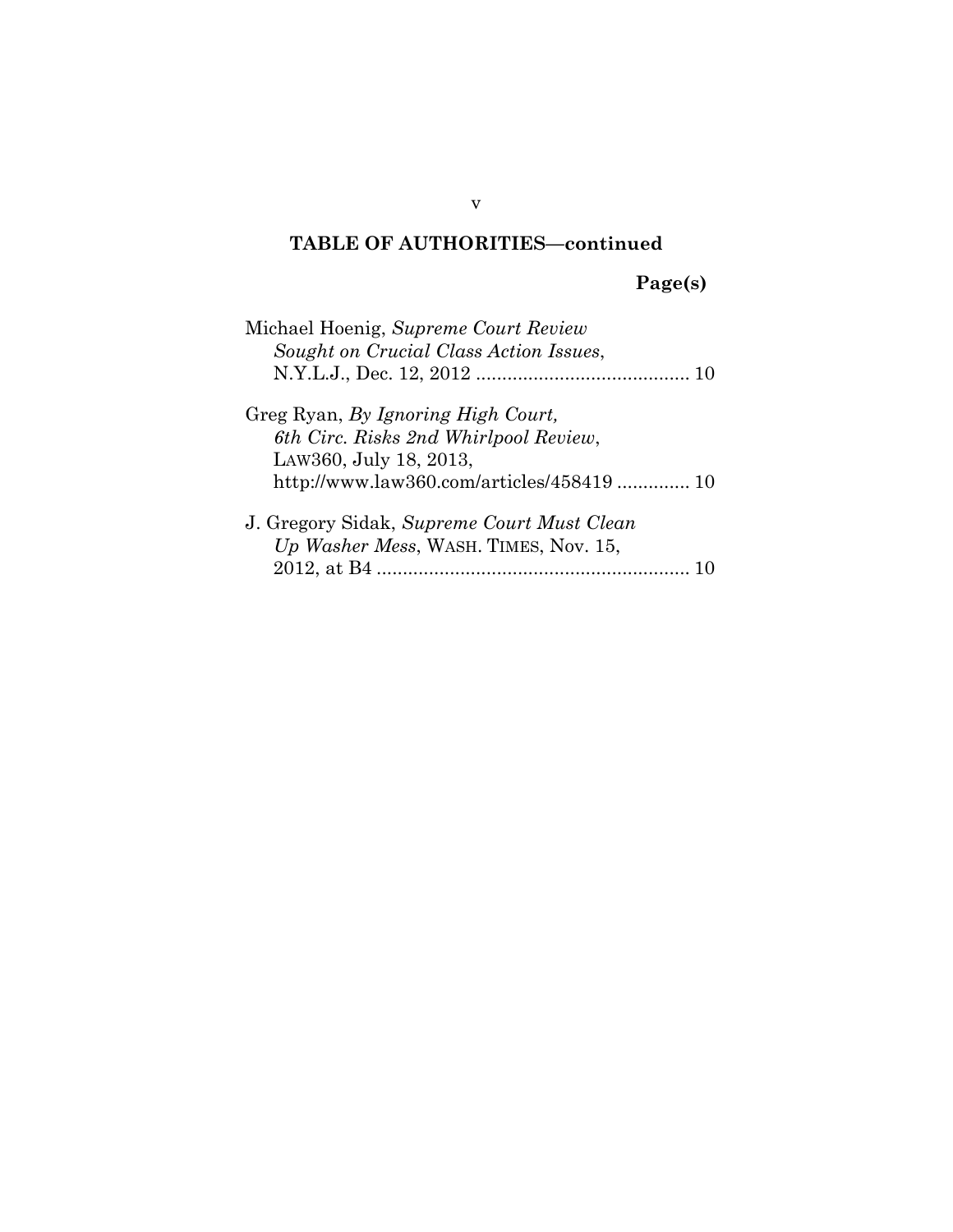## TABLE OF AUTHORITIES—continued

**Page(s)**

Michael Hoenig, *Supreme Court Review Sought on Crucial Class Action Issues*, N.Y.L.J., Dec. 12, 2012 ......................................... 10

Greg Ryan, *By Ignoring High Court, 6th Circ. Risks 2nd Whirlpool Review*, LAW360, July 18, 2013, http://www.law360.com/articles/458419 .............. 10

J. Gregory Sidak, *Supreme Court Must Clean Up Washer Mess*, WASH. TIMES, Nov. 15, 2012, at B4 ............................................................ 10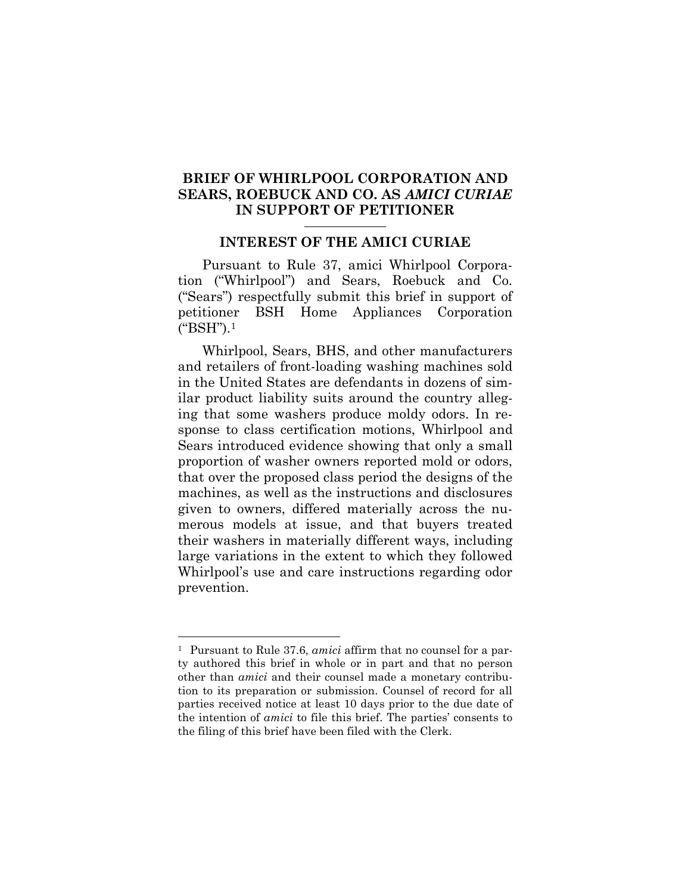## BRIEF OF WHIRLPOOL CORPORATION AND SEARS, ROEBUCK AND CO. AS *AMICI CURIAE* IN SUPPORT OF PETITIONER

### INTEREST OF THE AMICI CURIAE

Pursuant to Rule 37, amici Whirlpool Corporation ("Whirlpool") and Sears, Roebuck and Co. ("Sears") respectfully submit this brief in support of petitioner BSH Home Appliances Corporation ("BSH").[1]

Whirlpool, Sears, BHS, and other manufacturers and retailers of front-loading washing machines sold in the United States are defendants in dozens of similar product liability suits around the country alleging that some washers produce moldy odors. In response to class certification motions, Whirlpool and Sears introduced evidence showing that only a small proportion of washer owners reported mold or odors, that over the proposed class period the designs of the machines, as well as the instructions and disclosures given to owners, differed materially across the numerous models at issue, and that buyers treated their washers in materially different ways, including large variations in the extent to which they followed Whirlpool's use and care instructions regarding odor prevention.

---

[1] Pursuant to Rule 37.6, *amici* affirm that no counsel for a party authored this brief in whole or in part and that no person other than *amici* and their counsel made a monetary contribution to its preparation or submission. Counsel of record for all parties received notice at least 10 days prior to the due date of the intention of *amici* to file this brief. The parties' consents to the filing of this brief have been filed with the Clerk.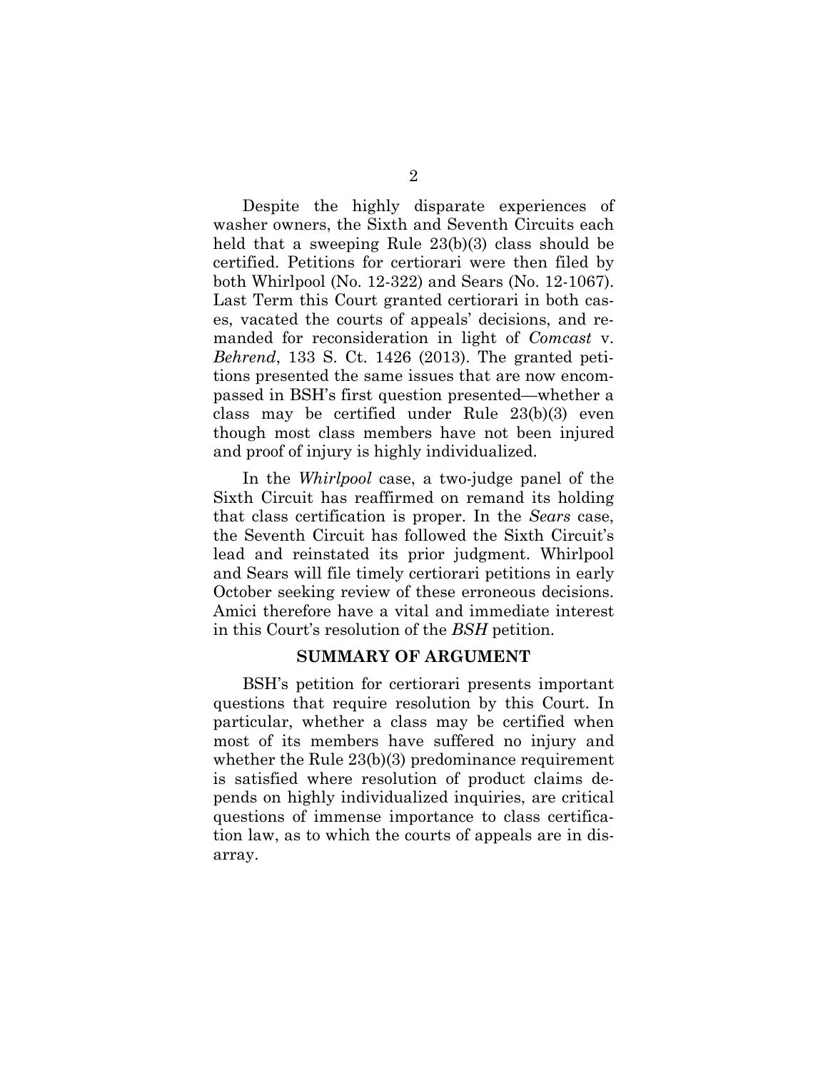Despite the highly disparate experiences of washer owners, the Sixth and Seventh Circuits each held that a sweeping Rule 23(b)(3) class should be certified. Petitions for certiorari were then filed by both Whirlpool (No. 12-322) and Sears (No. 12-1067). Last Term this Court granted certiorari in both cases, vacated the courts of appeals' decisions, and remanded for reconsideration in light of *Comcast* v. *Behrend*, 133 S. Ct. 1426 (2013). The granted petitions presented the same issues that are now encompassed in BSH's first question presented—whether a class may be certified under Rule 23(b)(3) even though most class members have not been injured and proof of injury is highly individualized.

In the *Whirlpool* case, a two-judge panel of the Sixth Circuit has reaffirmed on remand its holding that class certification is proper. In the *Sears* case, the Seventh Circuit has followed the Sixth Circuit's lead and reinstated its prior judgment. Whirlpool and Sears will file timely certiorari petitions in early October seeking review of these erroneous decisions. Amici therefore have a vital and immediate interest in this Court's resolution of the *BSH* petition.

## SUMMARY OF ARGUMENT

BSH's petition for certiorari presents important questions that require resolution by this Court. In particular, whether a class may be certified when most of its members have suffered no injury and whether the Rule 23(b)(3) predominance requirement is satisfied where resolution of product claims depends on highly individualized inquiries, are critical questions of immense importance to class certification law, as to which the courts of appeals are in disarray.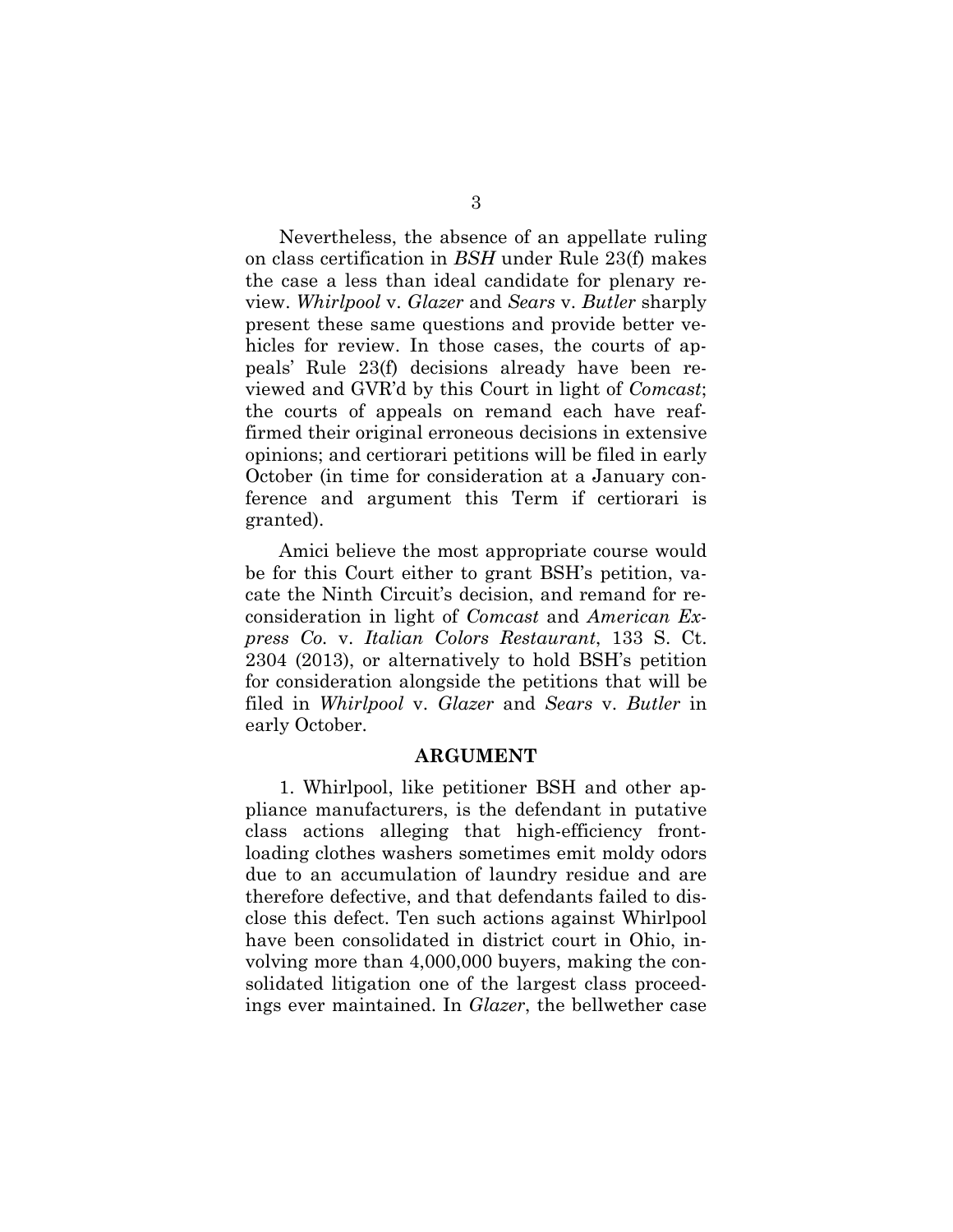Nevertheless, the absence of an appellate ruling on class certification in *BSH* under Rule 23(f) makes the case a less than ideal candidate for plenary review. *Whirlpool* v. *Glazer* and *Sears* v. *Butler* sharply present these same questions and provide better vehicles for review. In those cases, the courts of appeals' Rule 23(f) decisions already have been reviewed and GVR'd by this Court in light of *Comcast*; the courts of appeals on remand each have reaffirmed their original erroneous decisions in extensive opinions; and certiorari petitions will be filed in early October (in time for consideration at a January conference and argument this Term if certiorari is granted).

Amici believe the most appropriate course would be for this Court either to grant BSH's petition, vacate the Ninth Circuit's decision, and remand for reconsideration in light of *Comcast* and *American Express Co.* v. *Italian Colors Restaurant*, 133 S. Ct. 2304 (2013), or alternatively to hold BSH's petition for consideration alongside the petitions that will be filed in *Whirlpool* v. *Glazer* and *Sears* v. *Butler* in early October.

## ARGUMENT

1. Whirlpool, like petitioner BSH and other appliance manufacturers, is the defendant in putative class actions alleging that high-efficiency front-loading clothes washers sometimes emit moldy odors due to an accumulation of laundry residue and are therefore defective, and that defendants failed to disclose this defect. Ten such actions against Whirlpool have been consolidated in district court in Ohio, involving more than 4,000,000 buyers, making the consolidated litigation one of the largest class proceedings ever maintained. In *Glazer*, the bellwether case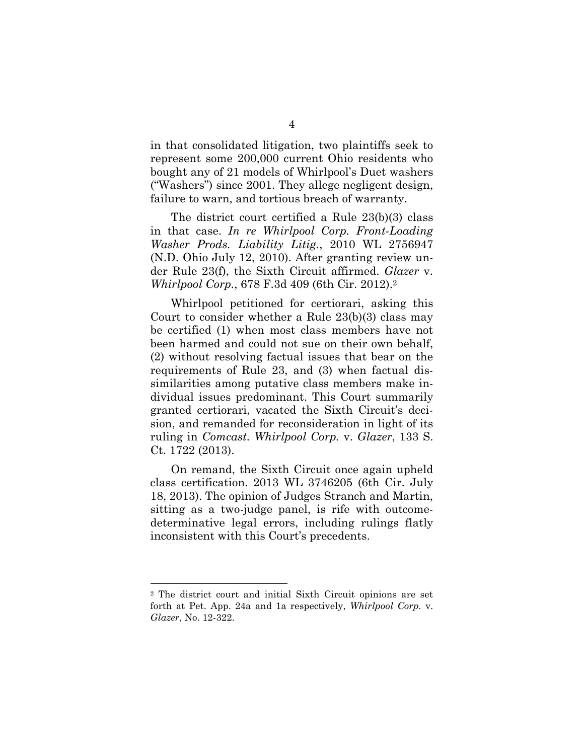in that consolidated litigation, two plaintiffs seek to represent some 200,000 current Ohio residents who bought any of 21 models of Whirlpool's Duet washers ("Washers") since 2001. They allege negligent design, failure to warn, and tortious breach of warranty.

The district court certified a Rule 23(b)(3) class in that case. *In re Whirlpool Corp. Front-Loading Washer Prods. Liability Litig.*, 2010 WL 2756947 (N.D. Ohio July 12, 2010). After granting review under Rule 23(f), the Sixth Circuit affirmed. *Glazer* v. *Whirlpool Corp.*, 678 F.3d 409 (6th Cir. 2012).[2]

Whirlpool petitioned for certiorari, asking this Court to consider whether a Rule 23(b)(3) class may be certified (1) when most class members have not been harmed and could not sue on their own behalf, (2) without resolving factual issues that bear on the requirements of Rule 23, and (3) when factual dissimilarities among putative class members make individual issues predominant. This Court summarily granted certiorari, vacated the Sixth Circuit's decision, and remanded for reconsideration in light of its ruling in *Comcast*. *Whirlpool Corp.* v. *Glazer*, 133 S. Ct. 1722 (2013).

On remand, the Sixth Circuit once again upheld class certification. 2013 WL 3746205 (6th Cir. July 18, 2013). The opinion of Judges Stranch and Martin, sitting as a two-judge panel, is rife with outcome-determinative legal errors, including rulings flatly inconsistent with this Court's precedents.

---

[2] The district court and initial Sixth Circuit opinions are set forth at Pet. App. 24a and 1a respectively, *Whirlpool Corp.* v. *Glazer*, No. 12-322.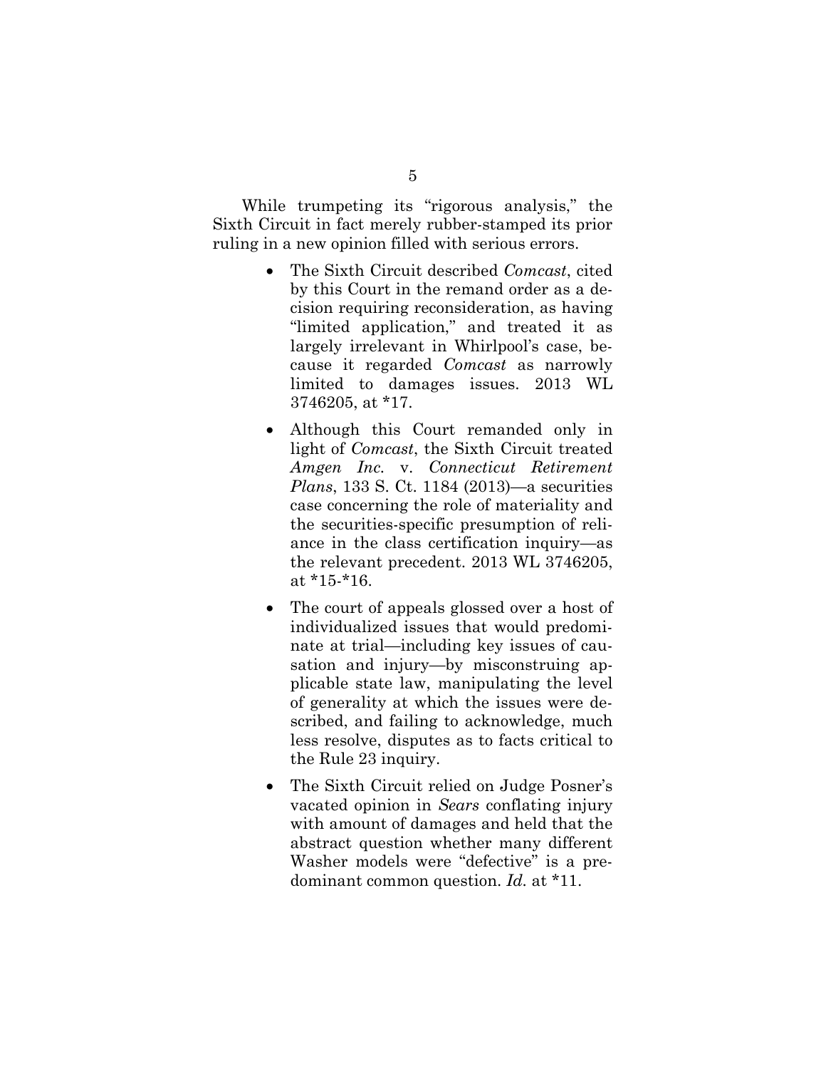While trumpeting its "rigorous analysis," the Sixth Circuit in fact merely rubber-stamped its prior ruling in a new opinion filled with serious errors.

- The Sixth Circuit described *Comcast*, cited by this Court in the remand order as a decision requiring reconsideration, as having "limited application," and treated it as largely irrelevant in Whirlpool's case, because it regarded *Comcast* as narrowly limited to damages issues. 2013 WL 3746205, at *17.

- Although this Court remanded only in light of *Comcast*, the Sixth Circuit treated *Amgen Inc.* v. *Connecticut Retirement Plans*, 133 S. Ct. 1184 (2013)—a securities case concerning the role of materiality and the securities-specific presumption of reliance in the class certification inquiry—as the relevant precedent. 2013 WL 3746205, at *15-*16.

- The court of appeals glossed over a host of individualized issues that would predominate at trial—including key issues of causation and injury—by misconstruing applicable state law, manipulating the level of generality at which the issues were described, and failing to acknowledge, much less resolve, disputes as to facts critical to the Rule 23 inquiry.

- The Sixth Circuit relied on Judge Posner's vacated opinion in *Sears* conflating injury with amount of damages and held that the abstract question whether many different Washer models were "defective" is a predominant common question. *Id.* at *11.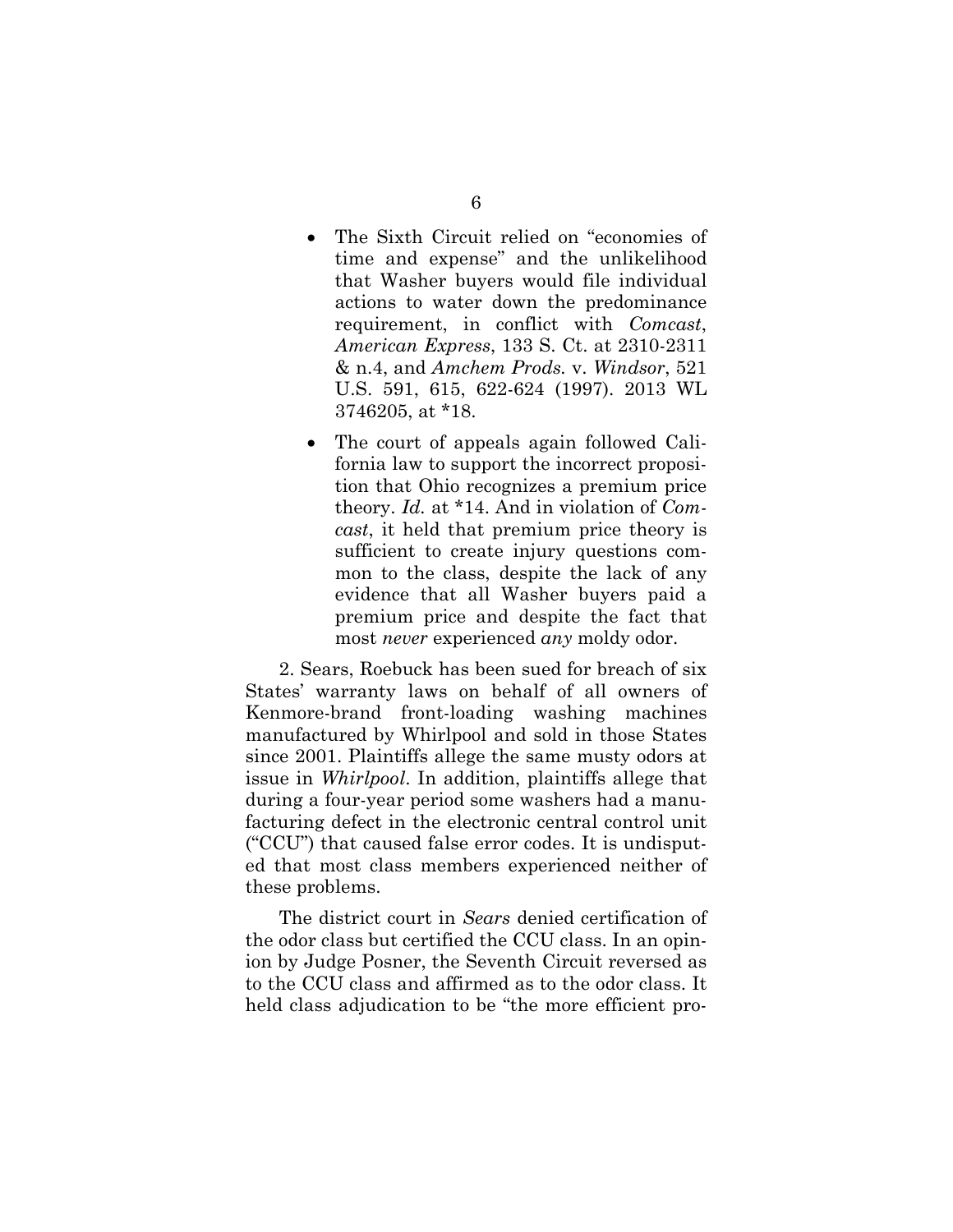- The Sixth Circuit relied on "economies of time and expense" and the unlikelihood that Washer buyers would file individual actions to water down the predominance requirement, in conflict with *Comcast*, *American Express*, 133 S. Ct. at 2310-2311 & n.4, and *Amchem Prods.* v. *Windsor*, 521 U.S. 591, 615, 622-624 (1997). 2013 WL 3746205, at \*18.

- The court of appeals again followed California law to support the incorrect proposition that Ohio recognizes a premium price theory. *Id.* at \*14. And in violation of *Comcast*, it held that premium price theory is sufficient to create injury questions common to the class, despite the lack of any evidence that all Washer buyers paid a premium price and despite the fact that most *never* experienced *any* moldy odor.

2. Sears, Roebuck has been sued for breach of six States' warranty laws on behalf of all owners of Kenmore-brand front-loading washing machines manufactured by Whirlpool and sold in those States since 2001. Plaintiffs allege the same musty odors at issue in *Whirlpool*. In addition, plaintiffs allege that during a four-year period some washers had a manufacturing defect in the electronic central control unit ("CCU") that caused false error codes. It is undisputed that most class members experienced neither of these problems.

The district court in *Sears* denied certification of the odor class but certified the CCU class. In an opinion by Judge Posner, the Seventh Circuit reversed as to the CCU class and affirmed as to the odor class. It held class adjudication to be "the more efficient pro-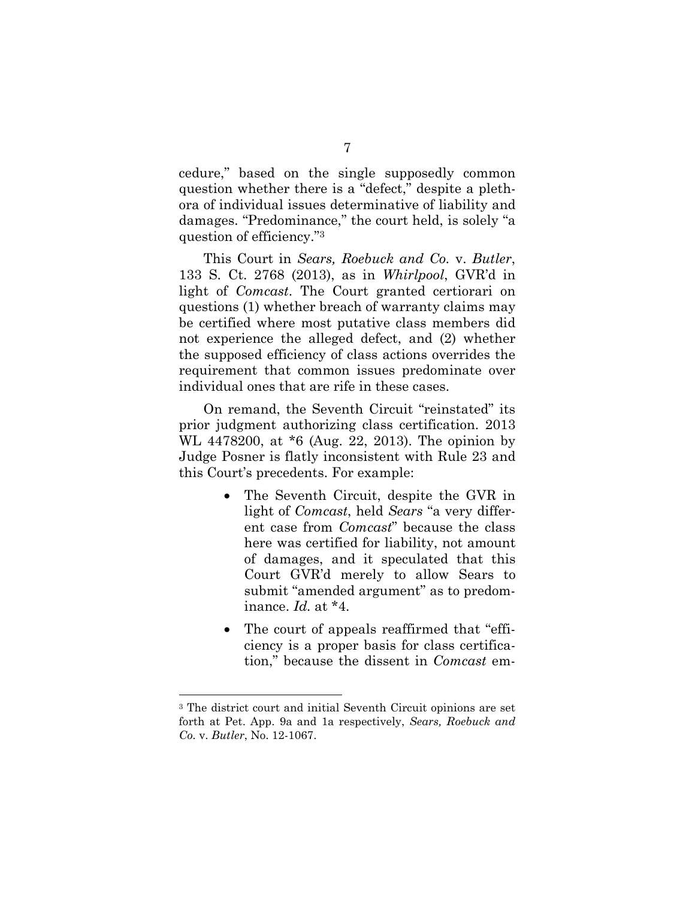cedure," based on the single supposedly common question whether there is a "defect," despite a plethora of individual issues determinative of liability and damages. "Predominance," the court held, is solely "a question of efficiency."[3]

This Court in *Sears, Roebuck and Co.* v. *Butler*, 133 S. Ct. 2768 (2013), as in *Whirlpool*, GVR'd in light of *Comcast*. The Court granted certiorari on questions (1) whether breach of warranty claims may be certified where most putative class members did not experience the alleged defect, and (2) whether the supposed efficiency of class actions overrides the requirement that common issues predominate over individual ones that are rife in these cases.

On remand, the Seventh Circuit "reinstated" its prior judgment authorizing class certification. 2013 WL 4478200, at *6 (Aug. 22, 2013). The opinion by Judge Posner is flatly inconsistent with Rule 23 and this Court's precedents. For example:

- The Seventh Circuit, despite the GVR in light of *Comcast*, held *Sears* "a very different case from *Comcast*" because the class here was certified for liability, not amount of damages, and it speculated that this Court GVR'd merely to allow Sears to submit "amended argument" as to predominance. *Id.* at *4.

- The court of appeals reaffirmed that "efficiency is a proper basis for class certification," because the dissent in *Comcast* em-

---

[3] The district court and initial Seventh Circuit opinions are set forth at Pet. App. 9a and 1a respectively, *Sears, Roebuck and Co.* v. *Butler*, No. 12-1067.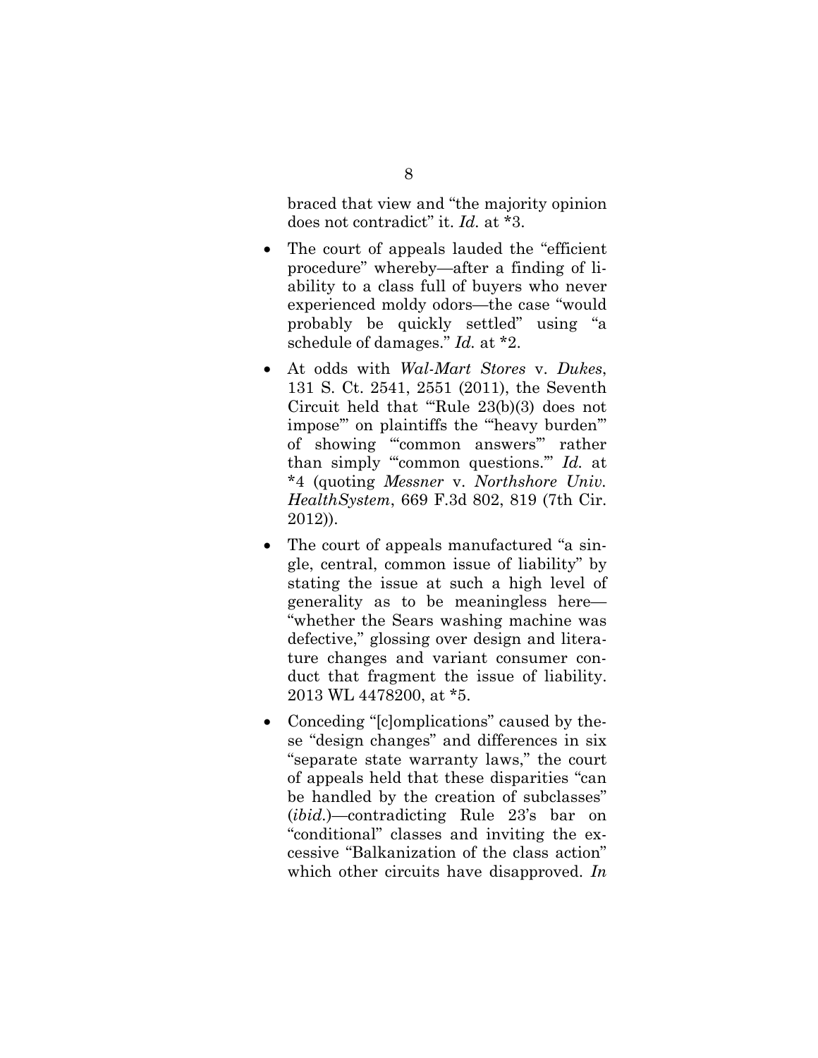braced that view and "the majority opinion does not contradict" it. *Id.* at *3.

- The court of appeals lauded the "efficient procedure" whereby—after a finding of liability to a class full of buyers who never experienced moldy odors—the case "would probably be quickly settled" using "a schedule of damages." *Id.* at *2.
- At odds with *Wal-Mart Stores* v. *Dukes*, 131 S. Ct. 2541, 2551 (2011), the Seventh Circuit held that "'Rule 23(b)(3) does not impose'" on plaintiffs the "'heavy burden'" of showing "'common answers'" rather than simply "'common questions.'" *Id.* at *4 (quoting *Messner* v. *Northshore Univ. HealthSystem*, 669 F.3d 802, 819 (7th Cir. 2012)).
- The court of appeals manufactured "a single, central, common issue of liability" by stating the issue at such a high level of generality as to be meaningless here—"whether the Sears washing machine was defective," glossing over design and literature changes and variant consumer conduct that fragment the issue of liability. 2013 WL 4478200, at *5.
- Conceding "[c]omplications" caused by these "design changes" and differences in six "separate state warranty laws," the court of appeals held that these disparities "can be handled by the creation of subclasses" (*ibid.*)—contradicting Rule 23's bar on "conditional" classes and inviting the excessive "Balkanization of the class action" which other circuits have disapproved. *In*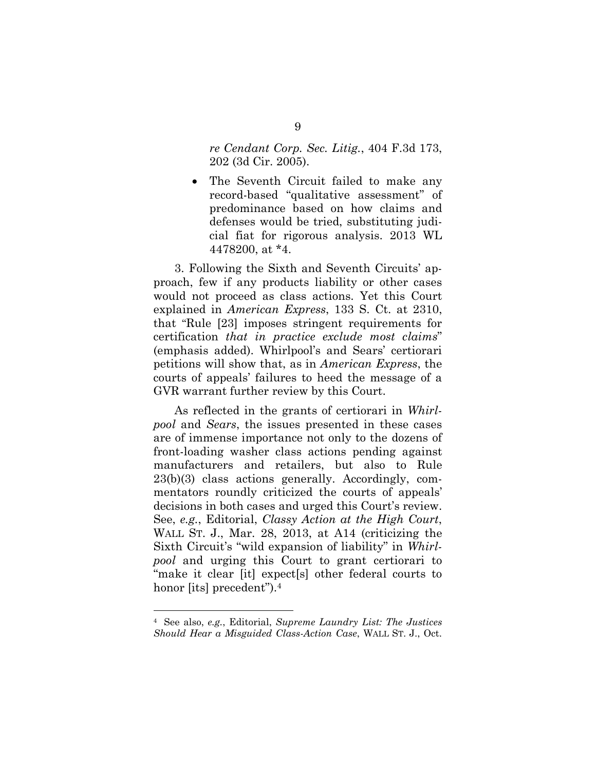*re Cendant Corp. Sec. Litig.*, 404 F.3d 173, 202 (3d Cir. 2005).

- The Seventh Circuit failed to make any record-based "qualitative assessment" of predominance based on how claims and defenses would be tried, substituting judicial fiat for rigorous analysis. 2013 WL 4478200, at *4.

3. Following the Sixth and Seventh Circuits' approach, few if any products liability or other cases would not proceed as class actions. Yet this Court explained in *American Express*, 133 S. Ct. at 2310, that "Rule [23] imposes stringent requirements for certification *that in practice exclude most claims*" (emphasis added). Whirlpool's and Sears' certiorari petitions will show that, as in *American Express*, the courts of appeals' failures to heed the message of a GVR warrant further review by this Court.

As reflected in the grants of certiorari in *Whirlpool* and *Sears*, the issues presented in these cases are of immense importance not only to the dozens of front-loading washer class actions pending against manufacturers and retailers, but also to Rule 23(b)(3) class actions generally. Accordingly, commentators roundly criticized the courts of appeals' decisions in both cases and urged this Court's review. See, *e.g.*, Editorial, *Classy Action at the High Court*, WALL ST. J., Mar. 28, 2013, at A14 (criticizing the Sixth Circuit's "wild expansion of liability" in *Whirlpool* and urging this Court to grant certiorari to "make it clear [it] expect[s] other federal courts to honor [its] precedent").[4]

[4] See also, *e.g.*, Editorial, *Supreme Laundry List: The Justices Should Hear a Misguided Class-Action Case*, WALL ST. J., Oct.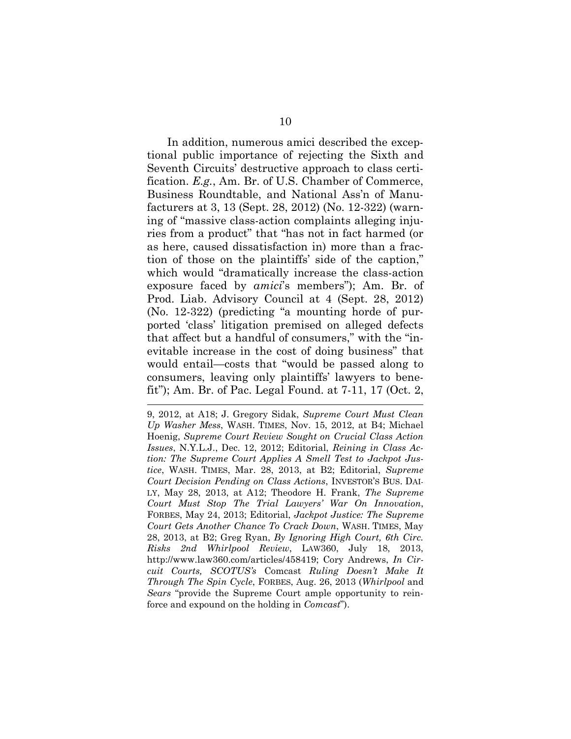In addition, numerous amici described the exceptional public importance of rejecting the Sixth and Seventh Circuits' destructive approach to class certification. *E.g.*, Am. Br. of U.S. Chamber of Commerce, Business Roundtable, and National Ass'n of Manufacturers at 3, 13 (Sept. 28, 2012) (No. 12-322) (warning of "massive class-action complaints alleging injuries from a product" that "has not in fact harmed (or as here, caused dissatisfaction in) more than a fraction of those on the plaintiffs' side of the caption," which would "dramatically increase the class-action exposure faced by *amici*'s members"); Am. Br. of Prod. Liab. Advisory Council at 4 (Sept. 28, 2012) (No. 12-322) (predicting "a mounting horde of purported 'class' litigation premised on alleged defects that affect but a handful of consumers," with the "inevitable increase in the cost of doing business" that would entail—costs that "would be passed along to consumers, leaving only plaintiffs' lawyers to benefit"); Am. Br. of Pac. Legal Found. at 7-11, 17 (Oct. 2,

---

9, 2012, at A18; J. Gregory Sidak, *Supreme Court Must Clean Up Washer Mess*, WASH. TIMES, Nov. 15, 2012, at B4; Michael Hoenig, *Supreme Court Review Sought on Crucial Class Action Issues*, N.Y.L.J., Dec. 12, 2012; Editorial, *Reining in Class Action: The Supreme Court Applies A Smell Test to Jackpot Justice*, WASH. TIMES, Mar. 28, 2013, at B2; Editorial, *Supreme Court Decision Pending on Class Actions*, INVESTOR'S BUS. DAILY, May 28, 2013, at A12; Theodore H. Frank, *The Supreme Court Must Stop The Trial Lawyers' War On Innovation*, FORBES, May 24, 2013; Editorial, *Jackpot Justice: The Supreme Court Gets Another Chance To Crack Down*, WASH. TIMES, May 28, 2013, at B2; Greg Ryan, *By Ignoring High Court, 6th Circ. Risks 2nd Whirlpool Review*, LAW360, July 18, 2013, http://www.law360.com/articles/458419; Cory Andrews, *In Circuit Courts, SCOTUS's* Comcast *Ruling Doesn't Make It Through The Spin Cycle*, FORBES, Aug. 26, 2013 (*Whirlpool* and *Sears* "provide the Supreme Court ample opportunity to reinforce and expound on the holding in *Comcast*").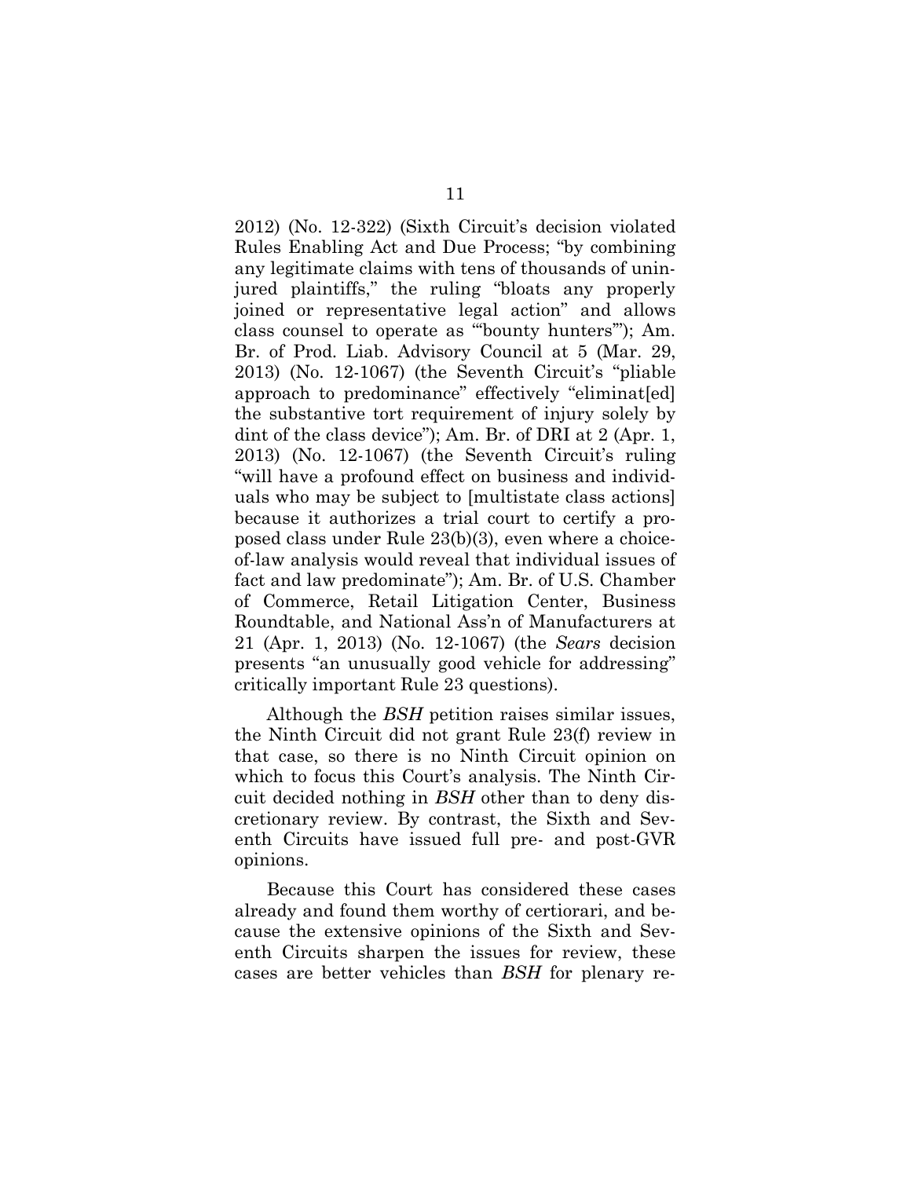2012) (No. 12-322) (Sixth Circuit's decision violated Rules Enabling Act and Due Process; "by combining any legitimate claims with tens of thousands of uninjured plaintiffs," the ruling "bloats any properly joined or representative legal action" and allows class counsel to operate as "'bounty hunters'"); Am. Br. of Prod. Liab. Advisory Council at 5 (Mar. 29, 2013) (No. 12-1067) (the Seventh Circuit's "pliable approach to predominance" effectively "eliminat[ed] the substantive tort requirement of injury solely by dint of the class device"); Am. Br. of DRI at 2 (Apr. 1, 2013) (No. 12-1067) (the Seventh Circuit's ruling "will have a profound effect on business and individuals who may be subject to [multistate class actions] because it authorizes a trial court to certify a proposed class under Rule 23(b)(3), even where a choice-of-law analysis would reveal that individual issues of fact and law predominate"); Am. Br. of U.S. Chamber of Commerce, Retail Litigation Center, Business Roundtable, and National Ass'n of Manufacturers at 21 (Apr. 1, 2013) (No. 12-1067) (the *Sears* decision presents "an unusually good vehicle for addressing" critically important Rule 23 questions).

Although the *BSH* petition raises similar issues, the Ninth Circuit did not grant Rule 23(f) review in that case, so there is no Ninth Circuit opinion on which to focus this Court's analysis. The Ninth Circuit decided nothing in *BSH* other than to deny discretionary review. By contrast, the Sixth and Seventh Circuits have issued full pre- and post-GVR opinions.

Because this Court has considered these cases already and found them worthy of certiorari, and because the extensive opinions of the Sixth and Seventh Circuits sharpen the issues for review, these cases are better vehicles than *BSH* for plenary re-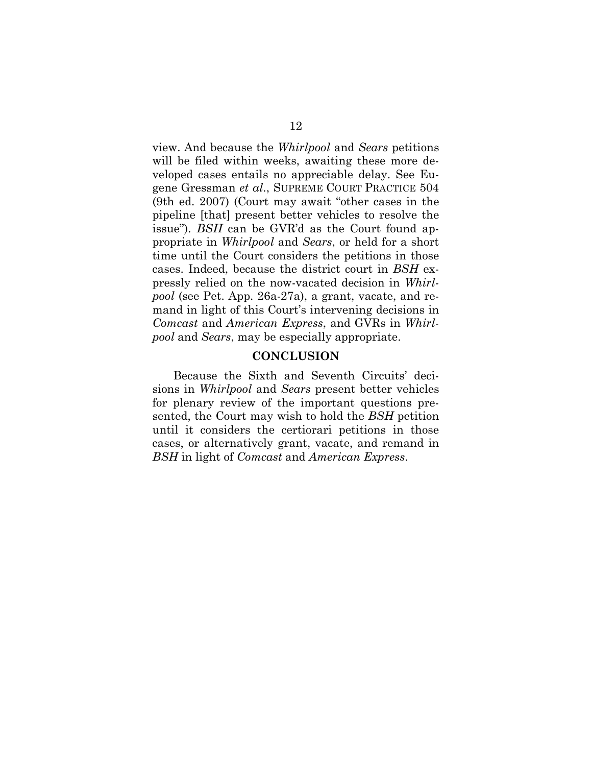view. And because the *Whirlpool* and *Sears* petitions will be filed within weeks, awaiting these more developed cases entails no appreciable delay. See Eugene Gressman *et al*., SUPREME COURT PRACTICE 504 (9th ed. 2007) (Court may await "other cases in the pipeline [that] present better vehicles to resolve the issue"). *BSH* can be GVR'd as the Court found appropriate in *Whirlpool* and *Sears*, or held for a short time until the Court considers the petitions in those cases. Indeed, because the district court in *BSH* expressly relied on the now-vacated decision in *Whirlpool* (see Pet. App. 26a-27a), a grant, vacate, and remand in light of this Court's intervening decisions in *Comcast* and *American Express*, and GVRs in *Whirlpool* and *Sears*, may be especially appropriate.

## CONCLUSION

Because the Sixth and Seventh Circuits' decisions in *Whirlpool* and *Sears* present better vehicles for plenary review of the important questions presented, the Court may wish to hold the *BSH* petition until it considers the certiorari petitions in those cases, or alternatively grant, vacate, and remand in *BSH* in light of *Comcast* and *American Express*.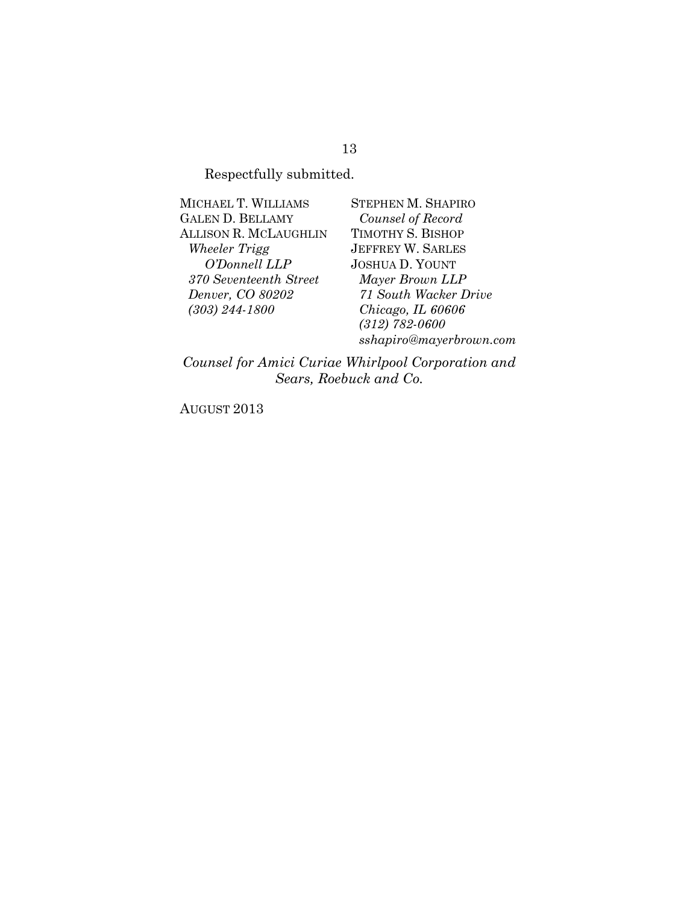Respectfully submitted.

MICHAEL T. WILLIAMS
GALEN D. BELLAMY
ALLISON R. MCLAUGHLIN
*Wheeler Trigg O'Donnell LLP*
*370 Seventeenth Street*
*Denver, CO 80202*
*(303) 244-1800*

STEPHEN M. SHAPIRO
*Counsel of Record*
TIMOTHY S. BISHOP
JEFFREY W. SARLES
JOSHUA D. YOUNT
*Mayer Brown LLP*
*71 South Wacker Drive*
*Chicago, IL 60606*
*(312) 782-0600*
*sshapiro@mayerbrown.com*

*Counsel for Amici Curiae Whirlpool Corporation and Sears, Roebuck and Co.*

AUGUST 2013